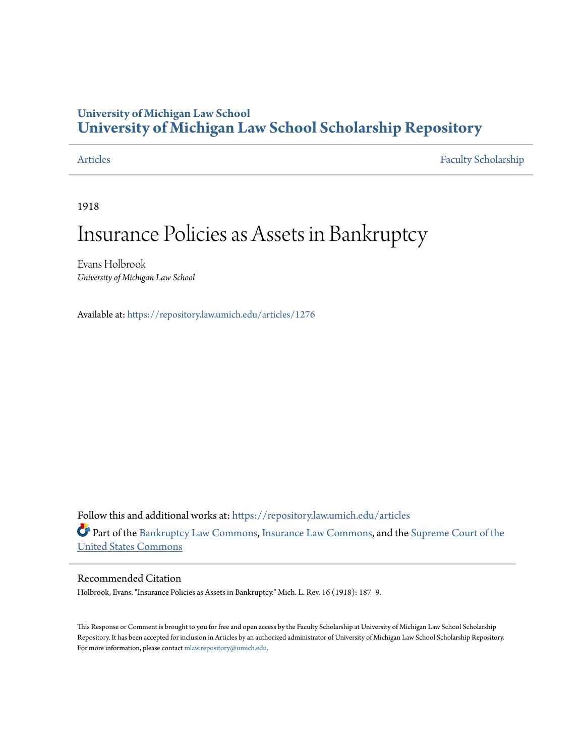# University of Michigan Law School
## University of Michigan Law School Scholarship Repository

Articles | Faculty Scholarship

1918

# Insurance Policies as Assets in Bankruptcy

Evans Holbrook
*University of Michigan Law School*

Available at: https://repository.law.umich.edu/articles/1276

Follow this and additional works at: https://repository.law.umich.edu/articles

Part of the Bankruptcy Law Commons, Insurance Law Commons, and the Supreme Court of the United States Commons

### Recommended Citation

Holbrook, Evans. "Insurance Policies as Assets in Bankruptcy." Mich. L. Rev. 16 (1918): 187–9.

This Response or Comment is brought to you for free and open access by the Faculty Scholarship at University of Michigan Law School Scholarship Repository. It has been accepted for inclusion in Articles by an authorized administrator of University of Michigan Law School Scholarship Repository. For more information, please contact mlaw.repository@umich.edu.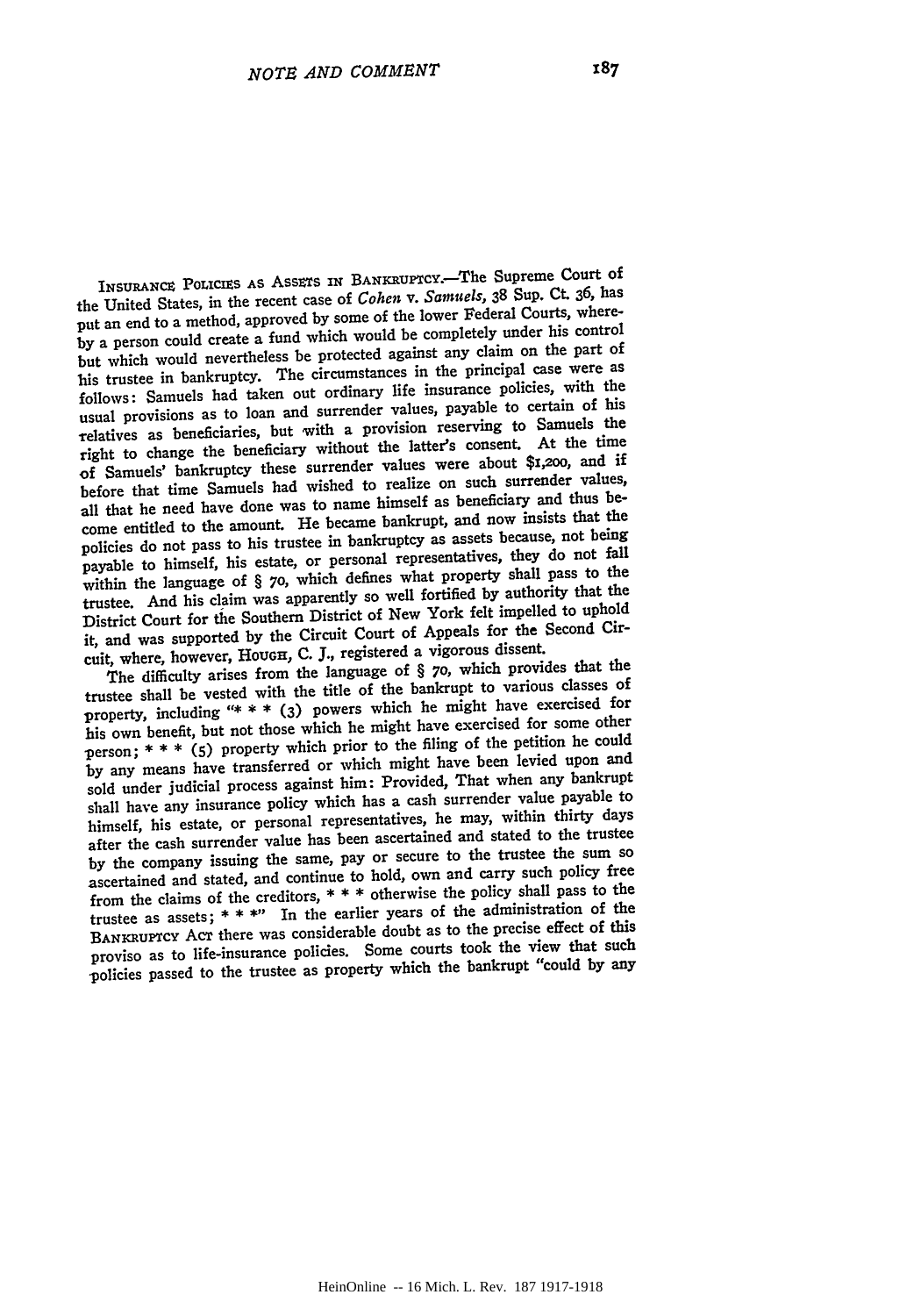INSURANCE POLICIES AS ASSETS IN BANKRUPTCY.—The Supreme Court of the United States, in the recent case of *Cohen* v. *Samuels*, 38 Sup. Ct. 36, has put an end to a method, approved by some of the lower Federal Courts, whereby a person could create a fund which would be completely under his control but which would nevertheless be protected against any claim on the part of his trustee in bankruptcy. The circumstances in the principal case were as follows: Samuels had taken out ordinary life insurance policies, with the usual provisions as to loan and surrender values, payable to certain of his relatives as beneficiaries, but with a provision reserving to Samuels the right to change the beneficiary without the latter's consent. At the time of Samuels' bankruptcy these surrender values were about $1,200, and if before that time Samuels had wished to realize on such surrender values, all that he need have done was to name himself as beneficiary and thus become entitled to the amount. He became bankrupt, and now insists that the policies do not pass to his trustee in bankruptcy as assets because, not being payable to himself, his estate, or personal representatives, they do not fall within the language of § 70, which defines what property shall pass to the trustee. And his claim was apparently so well fortified by authority that the District Court for the Southern District of New York felt impelled to uphold it, and was supported by the Circuit Court of Appeals for the Second Circuit, where, however, HOUGH, C. J., registered a vigorous dissent.

The difficulty arises from the language of § 70, which provides that the trustee shall be vested with the title of the bankrupt to various classes of property, including "* * * (3) powers which he might have exercised for his own benefit, but not those which he might have exercised for some other person; * * * (5) property which prior to the filing of the petition he could by any means have transferred or which might have been levied upon and sold under judicial process against him: Provided, That when any bankrupt shall have any insurance policy which has a cash surrender value payable to himself, his estate, or personal representatives, he may, within thirty days after the cash surrender value has been ascertained and stated to the trustee by the company issuing the same, pay or secure to the trustee the sum so ascertained and stated, and continue to hold, own and carry such policy free from the claims of the creditors, * * * otherwise the policy shall pass to the trustee as assets; * * *" In the earlier years of the administration of the BANKRUPTCY ACT there was considerable doubt as to the precise effect of this proviso as to life-insurance policies. Some courts took the view that such policies passed to the trustee as property which the bankrupt "could by any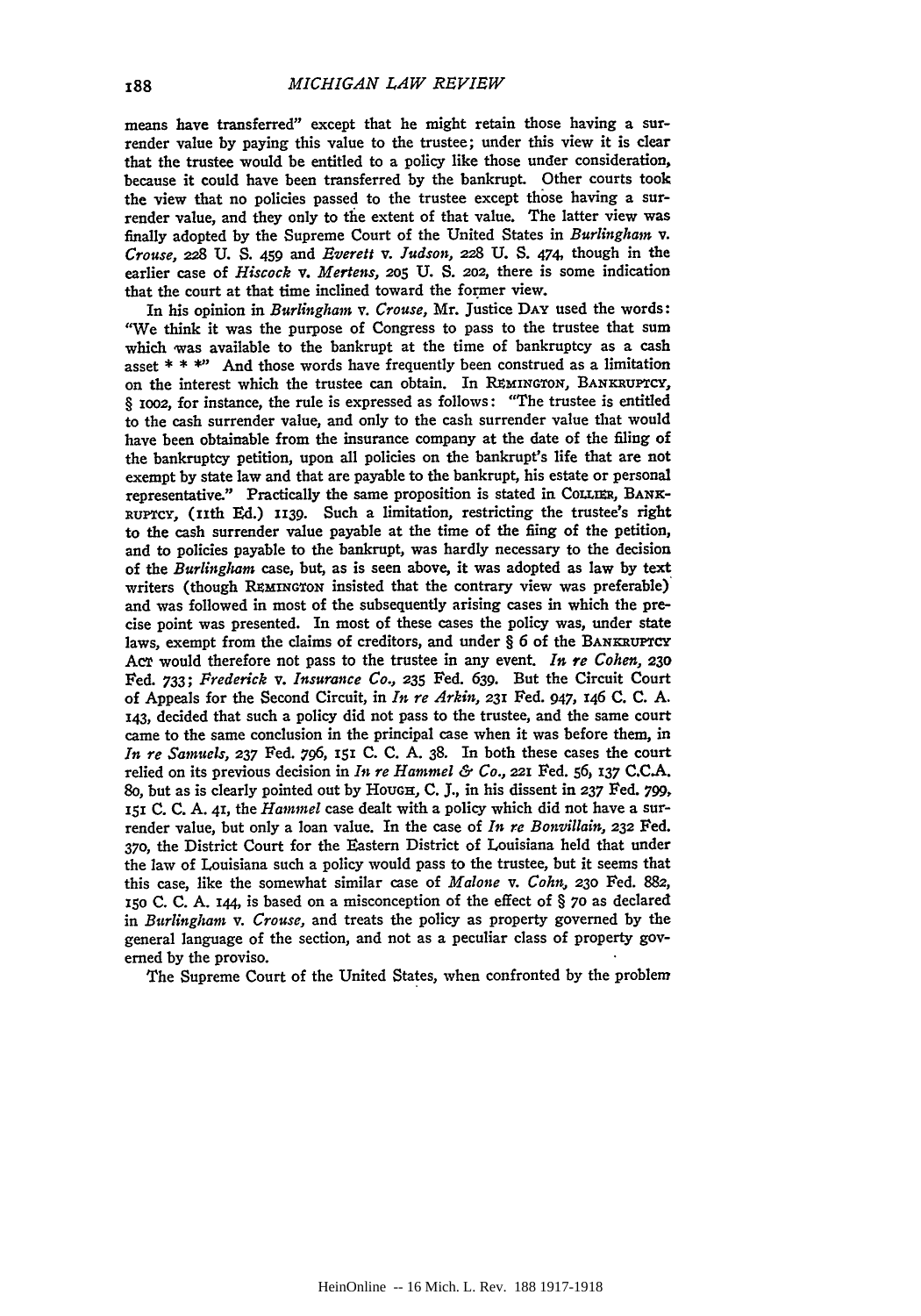means have transferred" except that he might retain those having a surrender value by paying this value to the trustee; under this view it is clear that the trustee would be entitled to a policy like those under consideration, because it could have been transferred by the bankrupt. Other courts took the view that no policies passed to the trustee except those having a surrender value, and they only to the extent of that value. The latter view was finally adopted by the Supreme Court of the United States in *Burlingham* v. *Crouse*, 228 U. S. 459 and *Everett* v. *Judson*, 228 U. S. 474, though in the earlier case of *Hiscock* v. *Mertens*, 205 U. S. 202, there is some indication that the court at that time inclined toward the former view.

In his opinion in *Burlingham* v. *Crouse*, Mr. Justice DAY used the words: "We think it was the purpose of Congress to pass to the trustee that sum which was available to the bankrupt at the time of bankruptcy as a cash asset * * *" And those words have frequently been construed as a limitation on the interest which the trustee can obtain. In REMINGTON, BANKRUPTCY, § 1002, for instance, the rule is expressed as follows: "The trustee is entitled to the cash surrender value, and only to the cash surrender value that would have been obtainable from the insurance company at the date of the filing of the bankruptcy petition, upon all policies on the bankrupt's life that are not exempt by state law and that are payable to the bankrupt, his estate or personal representative." Practically the same proposition is stated in COLLIER, BANKRUPTCY, (11th Ed.) 1139. Such a limitation, restricting the trustee's right to the cash surrender value payable at the time of the fiing of the petition, and to policies payable to the bankrupt, was hardly necessary to the decision of the *Burlingham* case, but, as is seen above, it was adopted as law by text writers (though REMINGTON insisted that the contrary view was preferable) and was followed in most of the subsequently arising cases in which the precise point was presented. In most of these cases the policy was, under state laws, exempt from the claims of creditors, and under § 6 of the BANKRUPTCY ACT would therefore not pass to the trustee in any event. *In re Cohen*, 230 Fed. 733; *Frederick* v. *Insurance Co.*, 235 Fed. 639. But the Circuit Court of Appeals for the Second Circuit, in *In re Arkin*, 231 Fed. 947, 146 C. C. A. 143, decided that such a policy did not pass to the trustee, and the same court came to the same conclusion in the principal case when it was before them, in *In re Samuels*, 237 Fed. 796, 151 C. C. A. 38. In both these cases the court relied on its previous decision in *In re Hammel & Co.*, 221 Fed. 56, 137 C.C.A. 80, but as is clearly pointed out by HOUGH, C. J., in his dissent in 237 Fed. 799, 151 C. C. A. 41, the *Hammel* case dealt with a policy which did not have a surrender value, but only a loan value. In the case of *In re Bonvillain*, 232 Fed. 370, the District Court for the Eastern District of Louisiana held that under the law of Louisiana such a policy would pass to the trustee, but it seems that this case, like the somewhat similar case of *Malone* v. *Cohn*, 230 Fed. 882, 150 C. C. A. 144, is based on a misconception of the effect of § 70 as declared in *Burlingham* v. *Crouse*, and treats the policy as property governed by the general language of the section, and not as a peculiar class of property governed by the proviso.

The Supreme Court of the United States, when confronted by the problem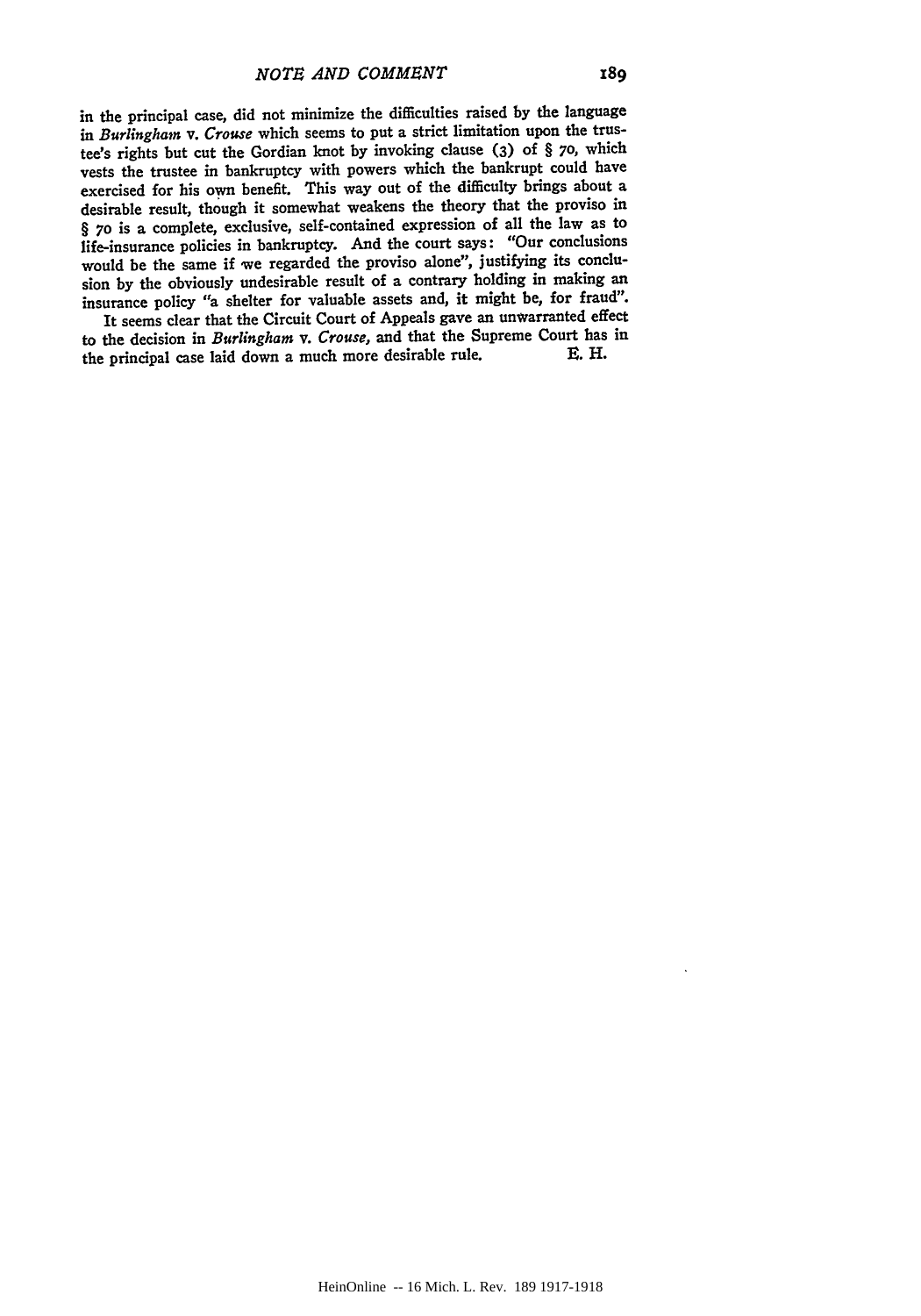in the principal case, did not minimize the difficulties raised by the language in *Burlingham* v. *Crouse* which seems to put a strict limitation upon the trustee's rights but cut the Gordian knot by invoking clause (3) of § 70, which vests the trustee in bankruptcy with powers which the bankrupt could have exercised for his own benefit. This way out of the difficulty brings about a desirable result, though it somewhat weakens the theory that the proviso in § 70 is a complete, exclusive, self-contained expression of all the law as to life-insurance policies in bankruptcy. And the court says: "Our conclusions would be the same if we regarded the proviso alone", justifying its conclusion by the obviously undesirable result of a contrary holding in making an insurance policy "a shelter for valuable assets and, it might be, for fraud".

It seems clear that the Circuit Court of Appeals gave an unwarranted effect to the decision in *Burlingham* v. *Crouse*, and that the Supreme Court has in the principal case laid down a much more desirable rule. E. H.